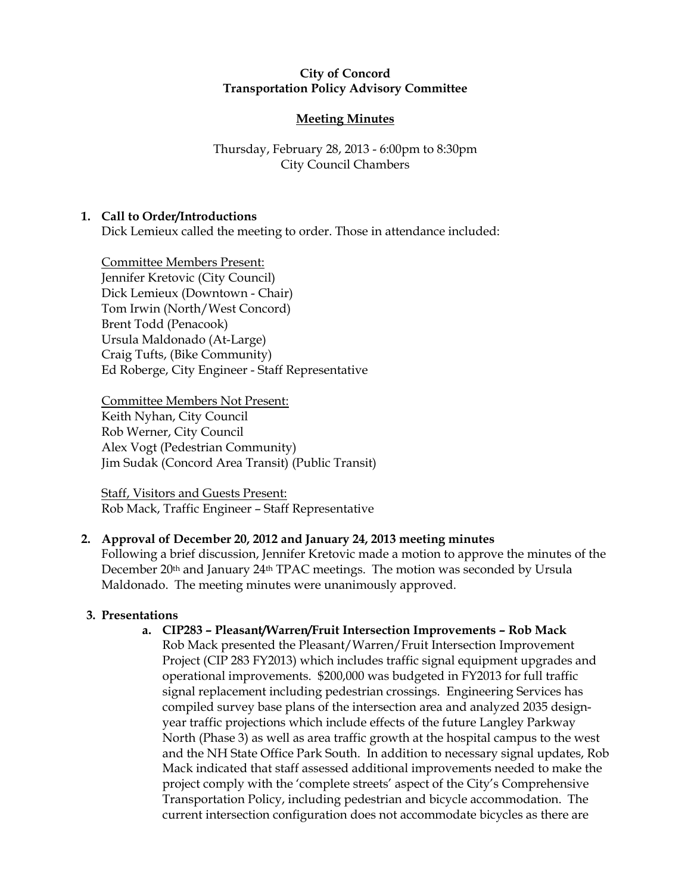**City of Concord**
**Transportation Policy Advisory Committee**

**Meeting Minutes**

Thursday, February 28, 2013 - 6:00pm to 8:30pm
City Council Chambers

1. **Call to Order/Introductions**
   Dick Lemieux called the meeting to order. Those in attendance included:

   Committee Members Present:
   Jennifer Kretovic (City Council)
   Dick Lemieux (Downtown - Chair)
   Tom Irwin (North/West Concord)
   Brent Todd (Penacook)
   Ursula Maldonado (At-Large)
   Craig Tufts, (Bike Community)
   Ed Roberge, City Engineer - Staff Representative

   Committee Members Not Present:
   Keith Nyhan, City Council
   Rob Werner, City Council
   Alex Vogt (Pedestrian Community)
   Jim Sudak (Concord Area Transit) (Public Transit)

   Staff, Visitors and Guests Present:
   Rob Mack, Traffic Engineer – Staff Representative

2. **Approval of December 20, 2012 and January 24, 2013 meeting minutes**
   Following a brief discussion, Jennifer Kretovic made a motion to approve the minutes of the December 20th and January 24th TPAC meetings. The motion was seconded by Ursula Maldonado. The meeting minutes were unanimously approved.

3. **Presentations**
   a. **CIP283 – Pleasant/Warren/Fruit Intersection Improvements – Rob Mack**
      Rob Mack presented the Pleasant/Warren/Fruit Intersection Improvement Project (CIP 283 FY2013) which includes traffic signal equipment upgrades and operational improvements. $200,000 was budgeted in FY2013 for full traffic signal replacement including pedestrian crossings. Engineering Services has compiled survey base plans of the intersection area and analyzed 2035 design-year traffic projections which include effects of the future Langley Parkway North (Phase 3) as well as area traffic growth at the hospital campus to the west and the NH State Office Park South. In addition to necessary signal updates, Rob Mack indicated that staff assessed additional improvements needed to make the project comply with the 'complete streets' aspect of the City's Comprehensive Transportation Policy, including pedestrian and bicycle accommodation. The current intersection configuration does not accommodate bicycles as there are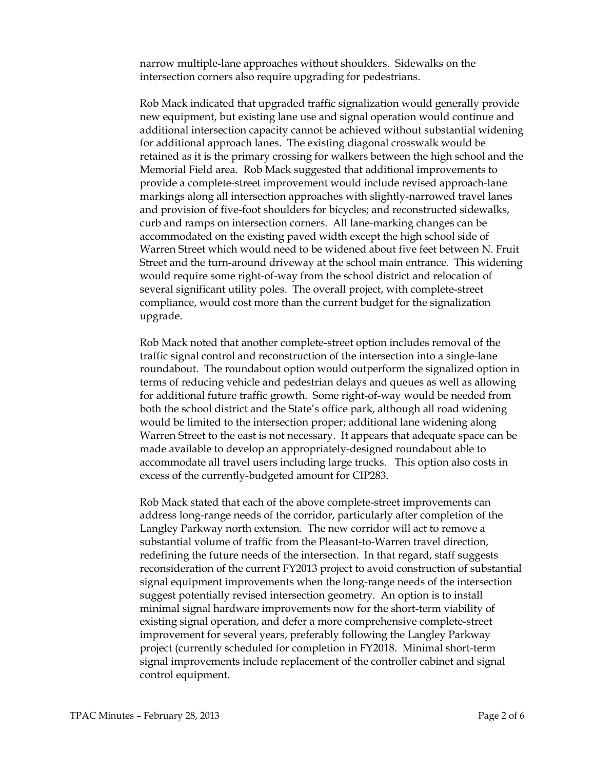narrow multiple-lane approaches without shoulders. Sidewalks on the intersection corners also require upgrading for pedestrians.

Rob Mack indicated that upgraded traffic signalization would generally provide new equipment, but existing lane use and signal operation would continue and additional intersection capacity cannot be achieved without substantial widening for additional approach lanes. The existing diagonal crosswalk would be retained as it is the primary crossing for walkers between the high school and the Memorial Field area. Rob Mack suggested that additional improvements to provide a complete-street improvement would include revised approach-lane markings along all intersection approaches with slightly-narrowed travel lanes and provision of five-foot shoulders for bicycles; and reconstructed sidewalks, curb and ramps on intersection corners. All lane-marking changes can be accommodated on the existing paved width except the high school side of Warren Street which would need to be widened about five feet between N. Fruit Street and the turn-around driveway at the school main entrance. This widening would require some right-of-way from the school district and relocation of several significant utility poles. The overall project, with complete-street compliance, would cost more than the current budget for the signalization upgrade.

Rob Mack noted that another complete-street option includes removal of the traffic signal control and reconstruction of the intersection into a single-lane roundabout. The roundabout option would outperform the signalized option in terms of reducing vehicle and pedestrian delays and queues as well as allowing for additional future traffic growth. Some right-of-way would be needed from both the school district and the State's office park, although all road widening would be limited to the intersection proper; additional lane widening along Warren Street to the east is not necessary. It appears that adequate space can be made available to develop an appropriately-designed roundabout able to accommodate all travel users including large trucks. This option also costs in excess of the currently-budgeted amount for CIP283.

Rob Mack stated that each of the above complete-street improvements can address long-range needs of the corridor, particularly after completion of the Langley Parkway north extension. The new corridor will act to remove a substantial volume of traffic from the Pleasant-to-Warren travel direction, redefining the future needs of the intersection. In that regard, staff suggests reconsideration of the current FY2013 project to avoid construction of substantial signal equipment improvements when the long-range needs of the intersection suggest potentially revised intersection geometry. An option is to install minimal signal hardware improvements now for the short-term viability of existing signal operation, and defer a more comprehensive complete-street improvement for several years, preferably following the Langley Parkway project (currently scheduled for completion in FY2018. Minimal short-term signal improvements include replacement of the controller cabinet and signal control equipment.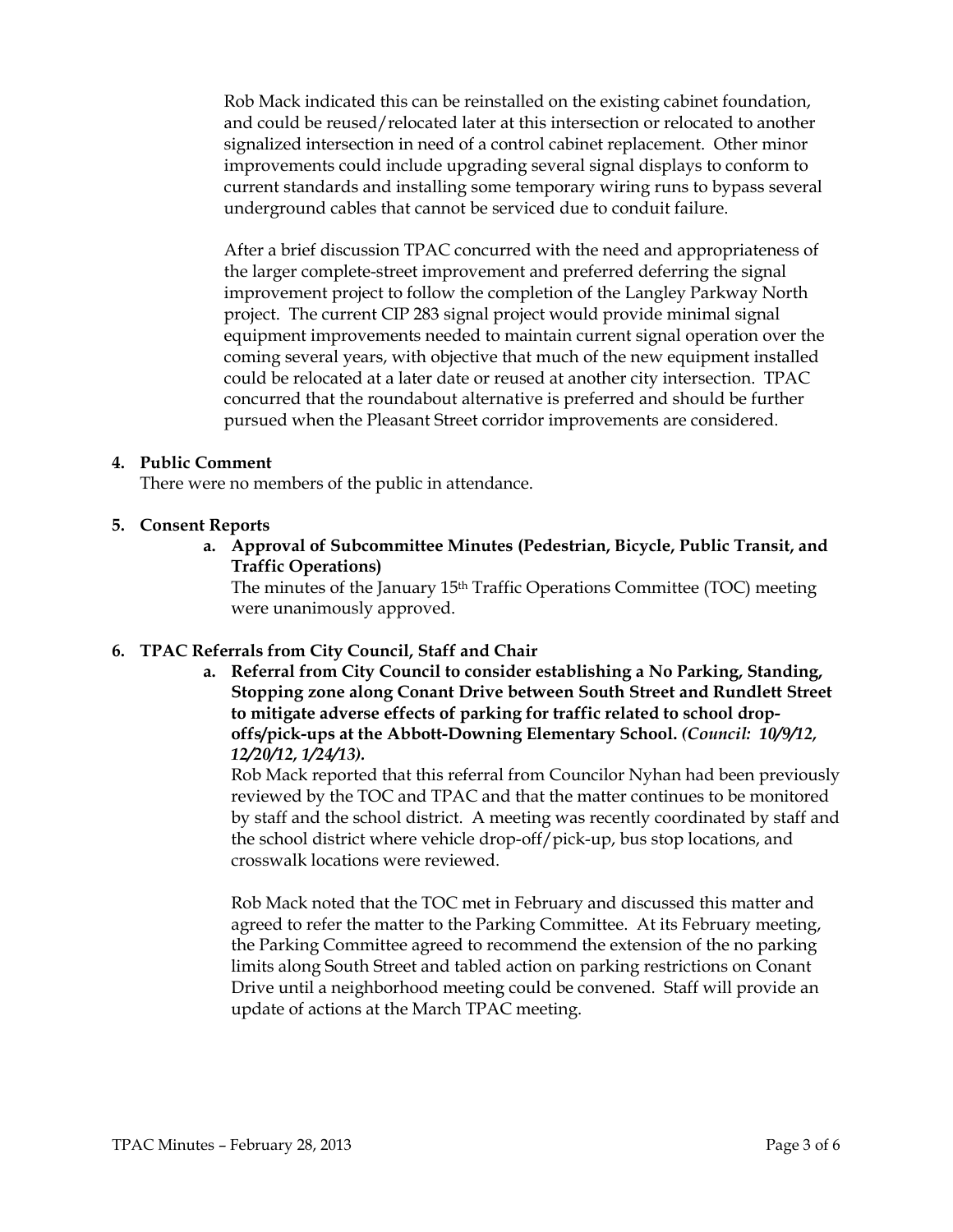Rob Mack indicated this can be reinstalled on the existing cabinet foundation, and could be reused/relocated later at this intersection or relocated to another signalized intersection in need of a control cabinet replacement. Other minor improvements could include upgrading several signal displays to conform to current standards and installing some temporary wiring runs to bypass several underground cables that cannot be serviced due to conduit failure.

After a brief discussion TPAC concurred with the need and appropriateness of the larger complete-street improvement and preferred deferring the signal improvement project to follow the completion of the Langley Parkway North project. The current CIP 283 signal project would provide minimal signal equipment improvements needed to maintain current signal operation over the coming several years, with objective that much of the new equipment installed could be relocated at a later date or reused at another city intersection. TPAC concurred that the roundabout alternative is preferred and should be further pursued when the Pleasant Street corridor improvements are considered.

**4. Public Comment**

There were no members of the public in attendance.

**5. Consent Reports**

**a. Approval of Subcommittee Minutes (Pedestrian, Bicycle, Public Transit, and Traffic Operations)**

The minutes of the January 15th Traffic Operations Committee (TOC) meeting were unanimously approved.

**6. TPAC Referrals from City Council, Staff and Chair**

**a. Referral from City Council to consider establishing a No Parking, Standing, Stopping zone along Conant Drive between South Street and Rundlett Street to mitigate adverse effects of parking for traffic related to school drop-offs/pick-ups at the Abbott-Downing Elementary School.** ***(Council: 10/9/12, 12/20/12, 1/24/13).***

Rob Mack reported that this referral from Councilor Nyhan had been previously reviewed by the TOC and TPAC and that the matter continues to be monitored by staff and the school district. A meeting was recently coordinated by staff and the school district where vehicle drop-off/pick-up, bus stop locations, and crosswalk locations were reviewed.

Rob Mack noted that the TOC met in February and discussed this matter and agreed to refer the matter to the Parking Committee. At its February meeting, the Parking Committee agreed to recommend the extension of the no parking limits along South Street and tabled action on parking restrictions on Conant Drive until a neighborhood meeting could be convened. Staff will provide an update of actions at the March TPAC meeting.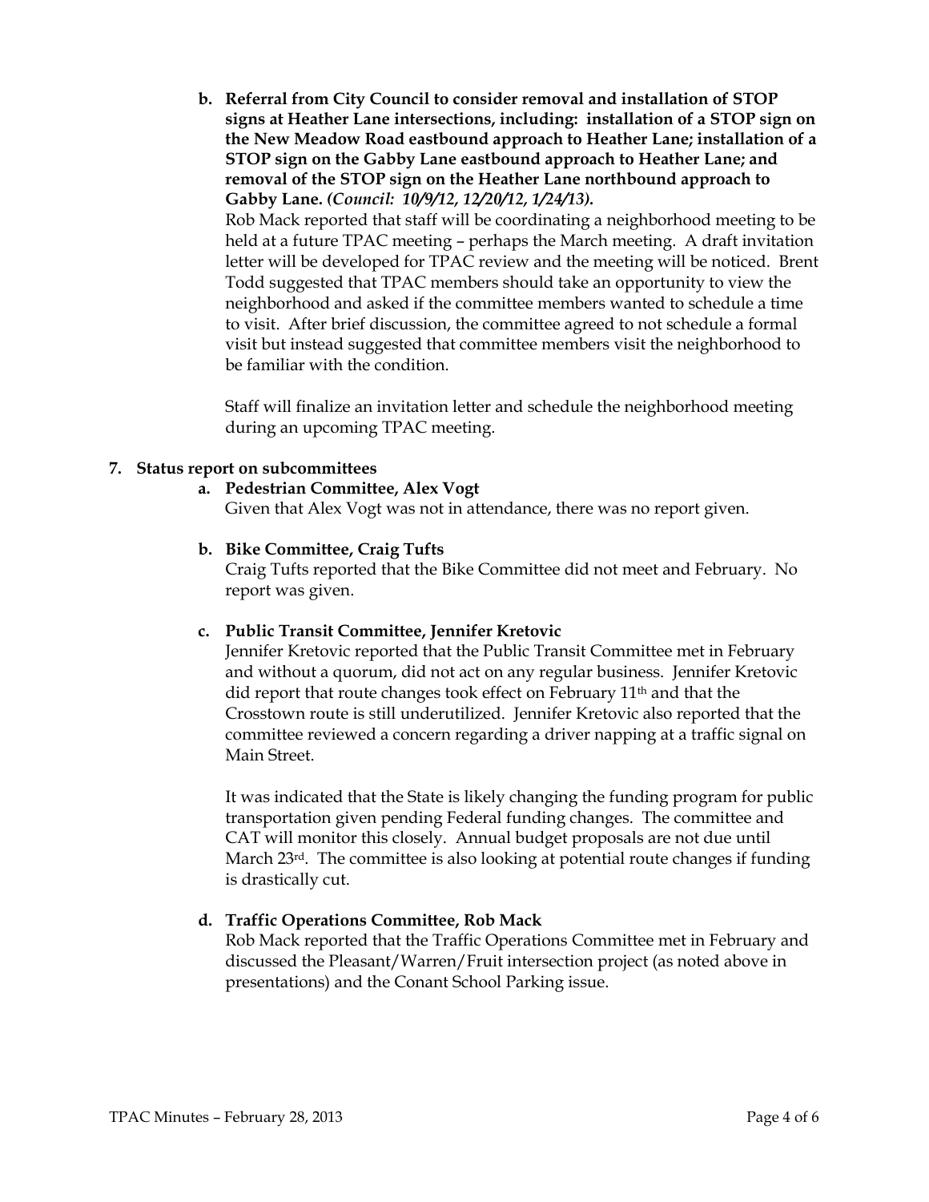**b. Referral from City Council to consider removal and installation of STOP signs at Heather Lane intersections, including: installation of a STOP sign on the New Meadow Road eastbound approach to Heather Lane; installation of a STOP sign on the Gabby Lane eastbound approach to Heather Lane; and removal of the STOP sign on the Heather Lane northbound approach to Gabby Lane. *(Council: 10/9/12, 12/20/12, 1/24/13).***

Rob Mack reported that staff will be coordinating a neighborhood meeting to be held at a future TPAC meeting – perhaps the March meeting. A draft invitation letter will be developed for TPAC review and the meeting will be noticed. Brent Todd suggested that TPAC members should take an opportunity to view the neighborhood and asked if the committee members wanted to schedule a time to visit. After brief discussion, the committee agreed to not schedule a formal visit but instead suggested that committee members visit the neighborhood to be familiar with the condition.

Staff will finalize an invitation letter and schedule the neighborhood meeting during an upcoming TPAC meeting.

**7. Status report on subcommittees**

**a. Pedestrian Committee, Alex Vogt**

Given that Alex Vogt was not in attendance, there was no report given.

**b. Bike Committee, Craig Tufts**

Craig Tufts reported that the Bike Committee did not meet and February. No report was given.

**c. Public Transit Committee, Jennifer Kretovic**

Jennifer Kretovic reported that the Public Transit Committee met in February and without a quorum, did not act on any regular business. Jennifer Kretovic did report that route changes took effect on February 11th and that the Crosstown route is still underutilized. Jennifer Kretovic also reported that the committee reviewed a concern regarding a driver napping at a traffic signal on Main Street.

It was indicated that the State is likely changing the funding program for public transportation given pending Federal funding changes. The committee and CAT will monitor this closely. Annual budget proposals are not due until March 23rd. The committee is also looking at potential route changes if funding is drastically cut.

**d. Traffic Operations Committee, Rob Mack**

Rob Mack reported that the Traffic Operations Committee met in February and discussed the Pleasant/Warren/Fruit intersection project (as noted above in presentations) and the Conant School Parking issue.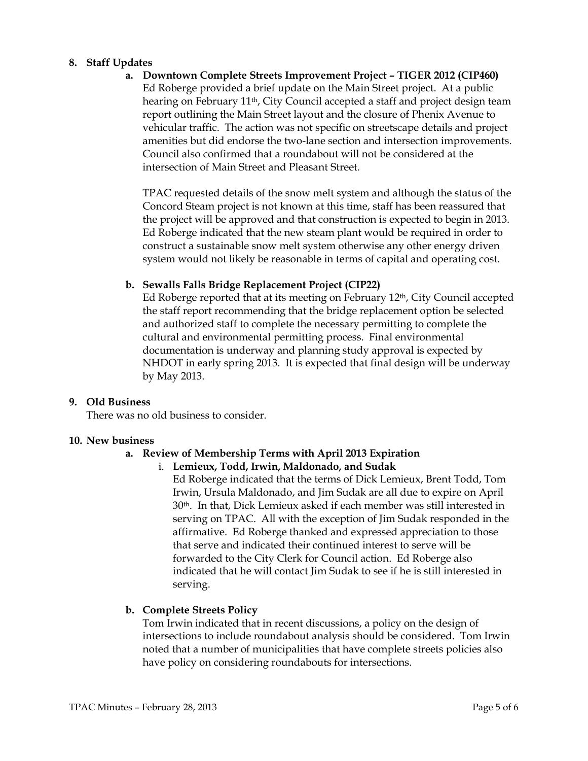**8. Staff Updates**

**a. Downtown Complete Streets Improvement Project – TIGER 2012 (CIP460)**

Ed Roberge provided a brief update on the Main Street project. At a public hearing on February 11th, City Council accepted a staff and project design team report outlining the Main Street layout and the closure of Phenix Avenue to vehicular traffic. The action was not specific on streetscape details and project amenities but did endorse the two-lane section and intersection improvements. Council also confirmed that a roundabout will not be considered at the intersection of Main Street and Pleasant Street.

TPAC requested details of the snow melt system and although the status of the Concord Steam project is not known at this time, staff has been reassured that the project will be approved and that construction is expected to begin in 2013. Ed Roberge indicated that the new steam plant would be required in order to construct a sustainable snow melt system otherwise any other energy driven system would not likely be reasonable in terms of capital and operating cost.

**b. Sewalls Falls Bridge Replacement Project (CIP22)**

Ed Roberge reported that at its meeting on February 12th, City Council accepted the staff report recommending that the bridge replacement option be selected and authorized staff to complete the necessary permitting to complete the cultural and environmental permitting process. Final environmental documentation is underway and planning study approval is expected by NHDOT in early spring 2013. It is expected that final design will be underway by May 2013.

**9. Old Business**

There was no old business to consider.

**10. New business**

**a. Review of Membership Terms with April 2013 Expiration**

i. **Lemieux, Todd, Irwin, Maldonado, and Sudak**

Ed Roberge indicated that the terms of Dick Lemieux, Brent Todd, Tom Irwin, Ursula Maldonado, and Jim Sudak are all due to expire on April 30th. In that, Dick Lemieux asked if each member was still interested in serving on TPAC. All with the exception of Jim Sudak responded in the affirmative. Ed Roberge thanked and expressed appreciation to those that serve and indicated their continued interest to serve will be forwarded to the City Clerk for Council action. Ed Roberge also indicated that he will contact Jim Sudak to see if he is still interested in serving.

**b. Complete Streets Policy**

Tom Irwin indicated that in recent discussions, a policy on the design of intersections to include roundabout analysis should be considered. Tom Irwin noted that a number of municipalities that have complete streets policies also have policy on considering roundabouts for intersections.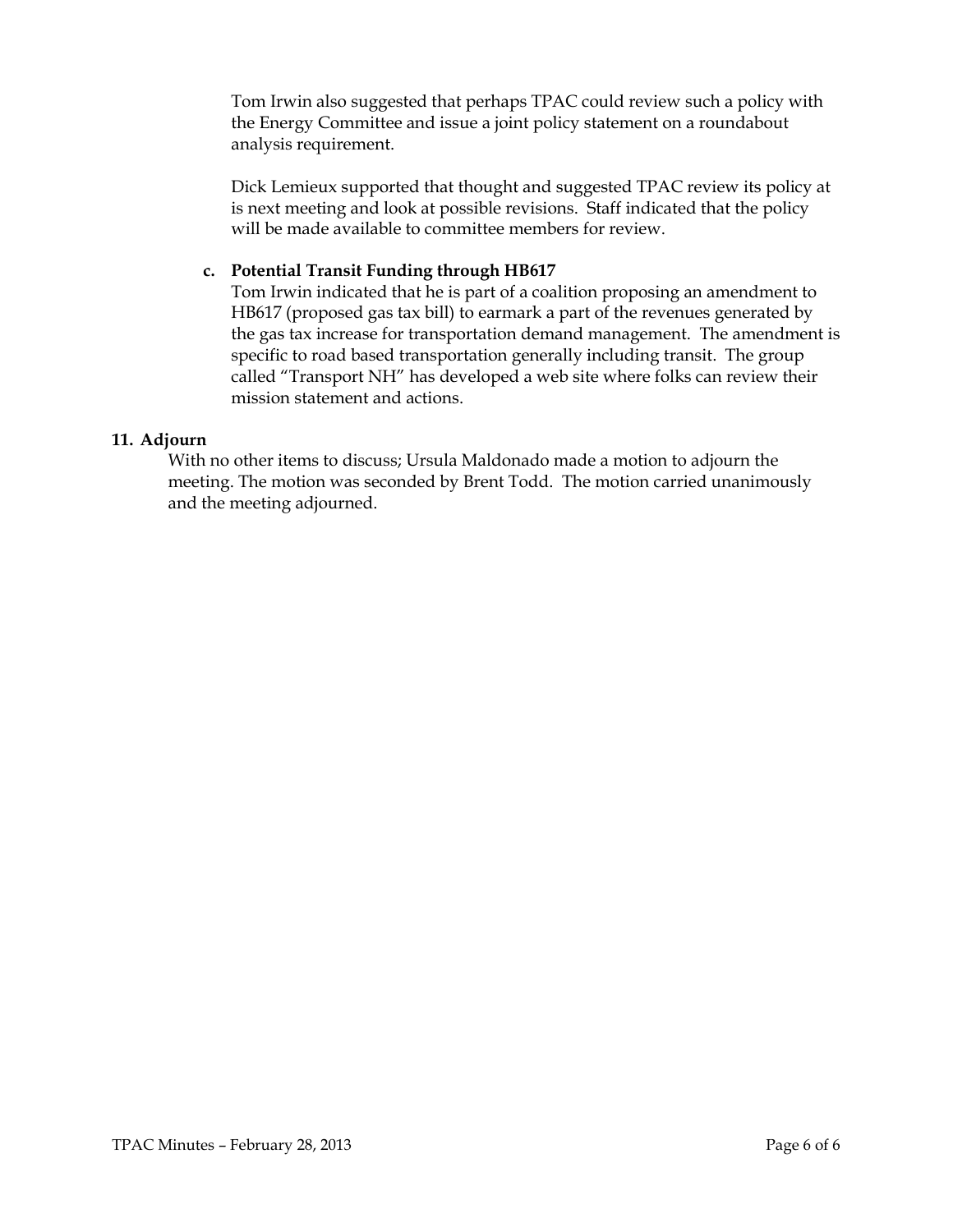Tom Irwin also suggested that perhaps TPAC could review such a policy with the Energy Committee and issue a joint policy statement on a roundabout analysis requirement.

Dick Lemieux supported that thought and suggested TPAC review its policy at is next meeting and look at possible revisions. Staff indicated that the policy will be made available to committee members for review.

**c. Potential Transit Funding through HB617**

Tom Irwin indicated that he is part of a coalition proposing an amendment to HB617 (proposed gas tax bill) to earmark a part of the revenues generated by the gas tax increase for transportation demand management. The amendment is specific to road based transportation generally including transit. The group called "Transport NH" has developed a web site where folks can review their mission statement and actions.

**11. Adjourn**

With no other items to discuss; Ursula Maldonado made a motion to adjourn the meeting. The motion was seconded by Brent Todd. The motion carried unanimously and the meeting adjourned.